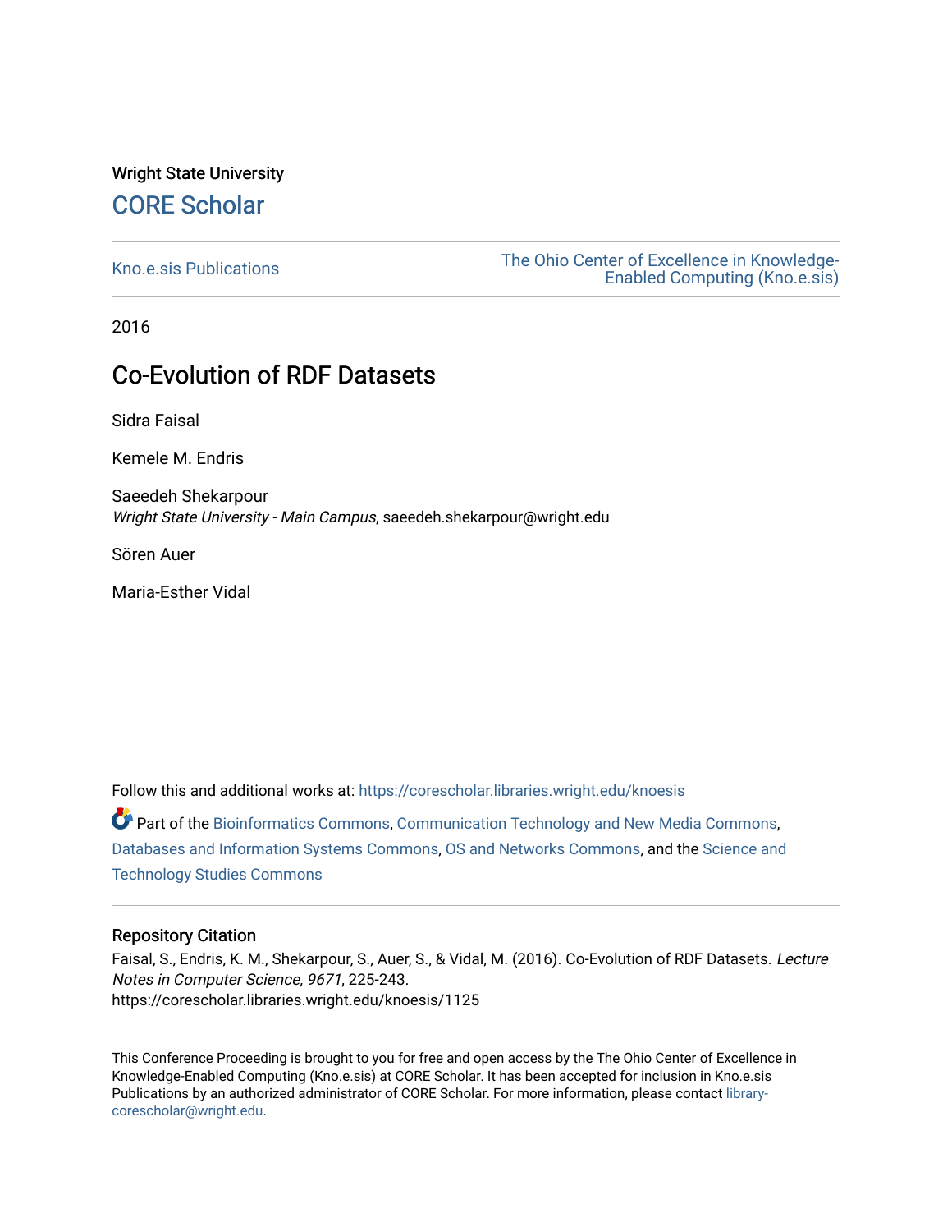Wright State University

## CORE Scholar

Kno.e.sis Publications

The Ohio Center of Excellence in Knowledge-Enabled Computing (Kno.e.sis)

2016

# Co-Evolution of RDF Datasets

Sidra Faisal

Kemele M. Endris

Saeedeh Shekarpour
*Wright State University - Main Campus*, saeedeh.shekarpour@wright.edu

Sören Auer

Maria-Esther Vidal

Follow this and additional works at: https://corescholar.libraries.wright.edu/knoesis

Part of the Bioinformatics Commons, Communication Technology and New Media Commons, Databases and Information Systems Commons, OS and Networks Commons, and the Science and Technology Studies Commons

### Repository Citation

Faisal, S., Endris, K. M., Shekarpour, S., Auer, S., & Vidal, M. (2016). Co-Evolution of RDF Datasets. *Lecture Notes in Computer Science, 9671*, 225-243.
https://corescholar.libraries.wright.edu/knoesis/1125

This Conference Proceeding is brought to you for free and open access by the The Ohio Center of Excellence in Knowledge-Enabled Computing (Kno.e.sis) at CORE Scholar. It has been accepted for inclusion in Kno.e.sis Publications by an authorized administrator of CORE Scholar. For more information, please contact library-corescholar@wright.edu.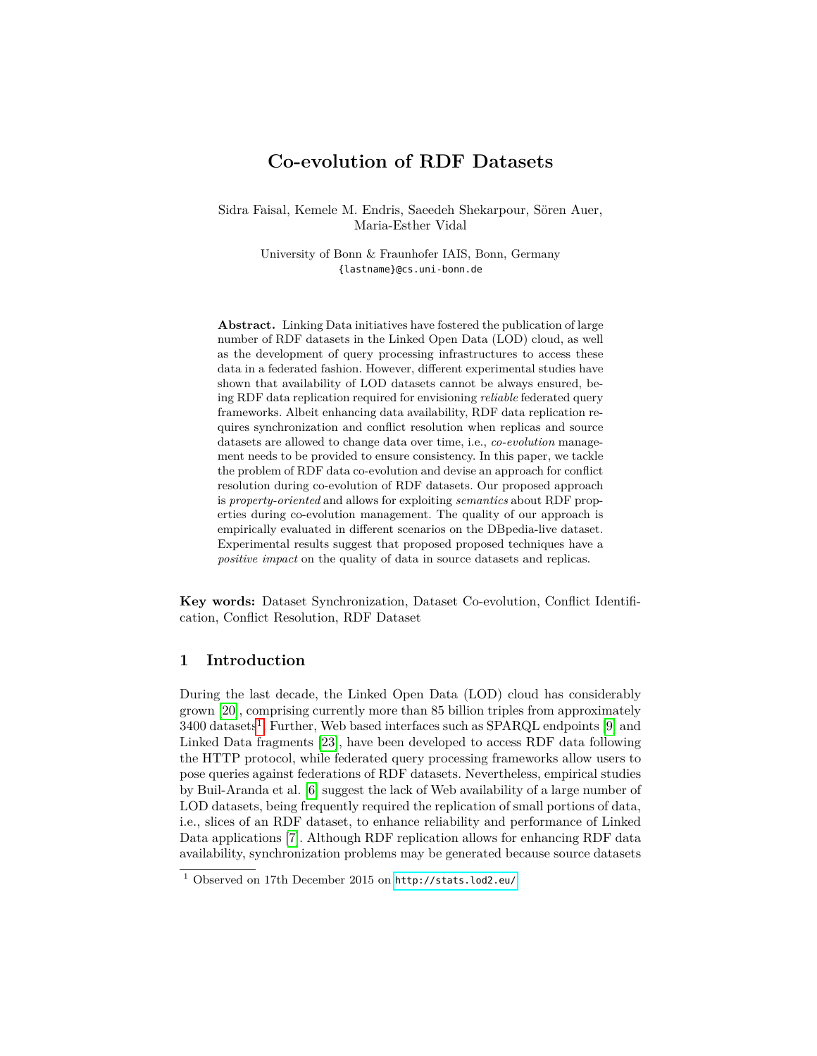# Co-evolution of RDF Datasets

Sidra Faisal, Kemele M. Endris, Saeedeh Shekarpour, Sören Auer, Maria-Esther Vidal

University of Bonn & Fraunhofer IAIS, Bonn, Germany
{lastname}@cs.uni-bonn.de

**Abstract.** Linking Data initiatives have fostered the publication of large number of RDF datasets in the Linked Open Data (LOD) cloud, as well as the development of query processing infrastructures to access these data in a federated fashion. However, different experimental studies have shown that availability of LOD datasets cannot be always ensured, being RDF data replication required for envisioning *reliable* federated query frameworks. Albeit enhancing data availability, RDF data replication requires synchronization and conflict resolution when replicas and source datasets are allowed to change data over time, i.e., *co-evolution* management needs to be provided to ensure consistency. In this paper, we tackle the problem of RDF data co-evolution and devise an approach for conflict resolution during co-evolution of RDF datasets. Our proposed approach is *property-oriented* and allows for exploiting *semantics* about RDF properties during co-evolution management. The quality of our approach is empirically evaluated in different scenarios on the DBpedia-live dataset. Experimental results suggest that proposed proposed techniques have a *positive impact* on the quality of data in source datasets and replicas.

**Key words:** Dataset Synchronization, Dataset Co-evolution, Conflict Identification, Conflict Resolution, RDF Dataset

## 1 Introduction

During the last decade, the Linked Open Data (LOD) cloud has considerably grown [20], comprising currently more than 85 billion triples from approximately 3400 datasets[1]. Further, Web based interfaces such as SPARQL endpoints [9] and Linked Data fragments [23], have been developed to access RDF data following the HTTP protocol, while federated query processing frameworks allow users to pose queries against federations of RDF datasets. Nevertheless, empirical studies by Buil-Aranda et al. [6] suggest the lack of Web availability of a large number of LOD datasets, being frequently required the replication of small portions of data, i.e., slices of an RDF dataset, to enhance reliability and performance of Linked Data applications [7]. Although RDF replication allows for enhancing RDF data availability, synchronization problems may be generated because source datasets

[1] Observed on 17th December 2015 on http://stats.lod2.eu/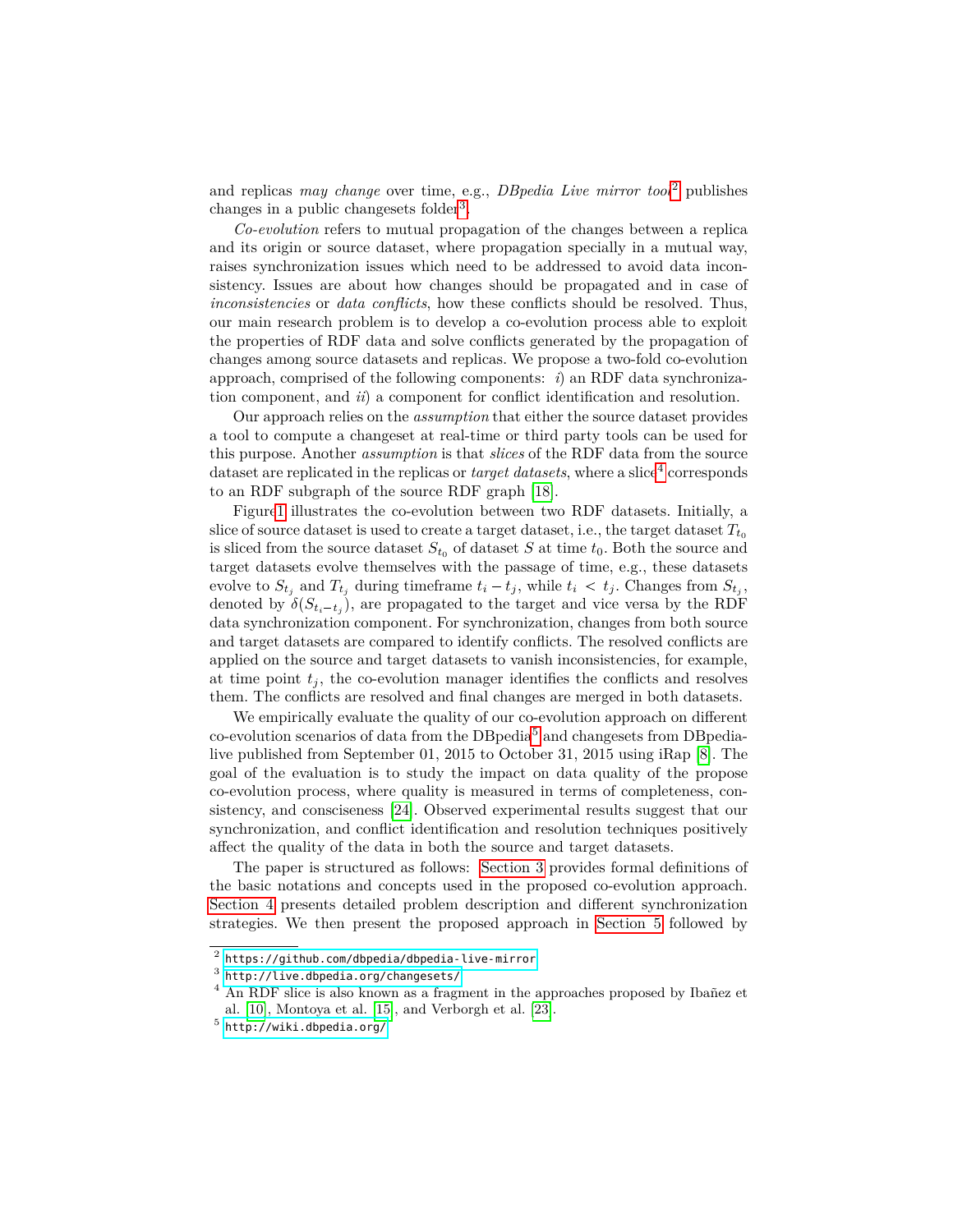and replicas *may change* over time, e.g., *DBpedia Live mirror tool*[2] publishes changes in a public changesets folder[3].

*Co-evolution* refers to mutual propagation of the changes between a replica and its origin or source dataset, where propagation specially in a mutual way, raises synchronization issues which need to be addressed to avoid data inconsistency. Issues are about how changes should be propagated and in case of *inconsistencies* or *data conflicts*, how these conflicts should be resolved. Thus, our main research problem is to develop a co-evolution process able to exploit the properties of RDF data and solve conflicts generated by the propagation of changes among source datasets and replicas. We propose a two-fold co-evolution approach, comprised of the following components: *i*) an RDF data synchronization component, and *ii*) a component for conflict identification and resolution.

Our approach relies on the *assumption* that either the source dataset provides a tool to compute a changeset at real-time or third party tools can be used for this purpose. Another *assumption* is that *slices* of the RDF data from the source dataset are replicated in the replicas or *target datasets*, where a slice[4] corresponds to an RDF subgraph of the source RDF graph [18].

Figure 1 illustrates the co-evolution between two RDF datasets. Initially, a slice of source dataset is used to create a target dataset, i.e., the target dataset $T_{t_0}$ is sliced from the source dataset $S_{t_0}$ of dataset $S$ at time $t_0$. Both the source and target datasets evolve themselves with the passage of time, e.g., these datasets evolve to $S_{t_j}$ and $T_{t_j}$ during timeframe $t_i - t_j$, while $t_i < t_j$. Changes from $S_{t_j}$, denoted by $\delta(S_{t_i - t_j})$, are propagated to the target and vice versa by the RDF data synchronization component. For synchronization, changes from both source and target datasets are compared to identify conflicts. The resolved conflicts are applied on the source and target datasets to vanish inconsistencies, for example, at time point $t_j$, the co-evolution manager identifies the conflicts and resolves them. The conflicts are resolved and final changes are merged in both datasets.

We empirically evaluate the quality of our co-evolution approach on different co-evolution scenarios of data from the DBpedia[5] and changesets from DBpedia-live published from September 01, 2015 to October 31, 2015 using iRap [8]. The goal of the evaluation is to study the impact on data quality of the propose co-evolution process, where quality is measured in terms of completeness, consistency, and consciseness [24]. Observed experimental results suggest that our synchronization, and conflict identification and resolution techniques positively affect the quality of the data in both the source and target datasets.

The paper is structured as follows: Section 3 provides formal definitions of the basic notations and concepts used in the proposed co-evolution approach. Section 4 presents detailed problem description and different synchronization strategies. We then present the proposed approach in Section 5 followed by

[2] https://github.com/dbpedia/dbpedia-live-mirror

[3] http://live.dbpedia.org/changesets/

[4] An RDF slice is also known as a fragment in the approaches proposed by Ibañez et al. [10], Montoya et al. [15], and Verborgh et al. [23].

[5] http://wiki.dbpedia.org/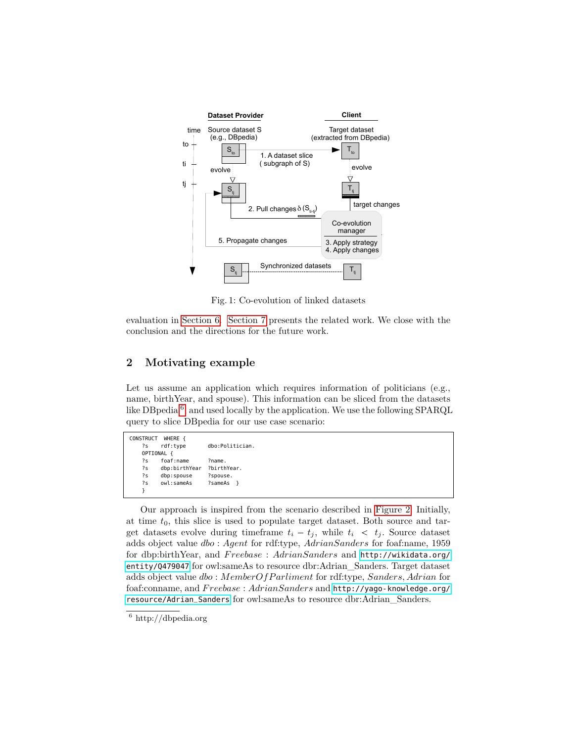Fig. 1: Co-evolution of linked datasets

evaluation in Section 6. Section 7 presents the related work. We close with the conclusion and the directions for the future work.

## 2 Motivating example

Let us assume an application which requires information of politicians (e.g., name, birthYear, and spouse). This information can be sliced from the datasets like DBpedia[6] and used locally by the application. We use the following SPARQL query to slice DBpedia for our use case scenario:

```
CONSTRUCT  WHERE {
    ?s    rdf:type       dbo:Politician.
    OPTIONAL {
    ?s    foaf:name      ?name.
    ?s    dbp:birthYear  ?birthYear.
    ?s    dbp:spouse     ?spouse.
    ?s    owl:sameAs     ?sameAs  }
    }
```

Our approach is inspired from the scenario described in Figure 2. Initially, at time $t_0$, this slice is used to populate target dataset. Both source and target datasets evolve during timeframe $t_i - t_j$, while $t_i < t_j$. Source dataset adds object value $dbo : Agent$ for rdf:type, $AdrianSanders$ for foaf:name, 1959 for dbp:birthYear, and $Freebase : AdrianSanders$ and http://wikidata.org/entity/Q479047 for owl:sameAs to resource dbr:Adrian_Sanders. Target dataset adds object value $dbo : MemberOfParliment$ for rdf:type, $Sanders, Adrian$ for foaf:conname, and $Freebase : AdrianSanders$ and http://yago-knowledge.org/resource/Adrian_Sanders for owl:sameAs to resource dbr:Adrian_Sanders.

[6] http://dbpedia.org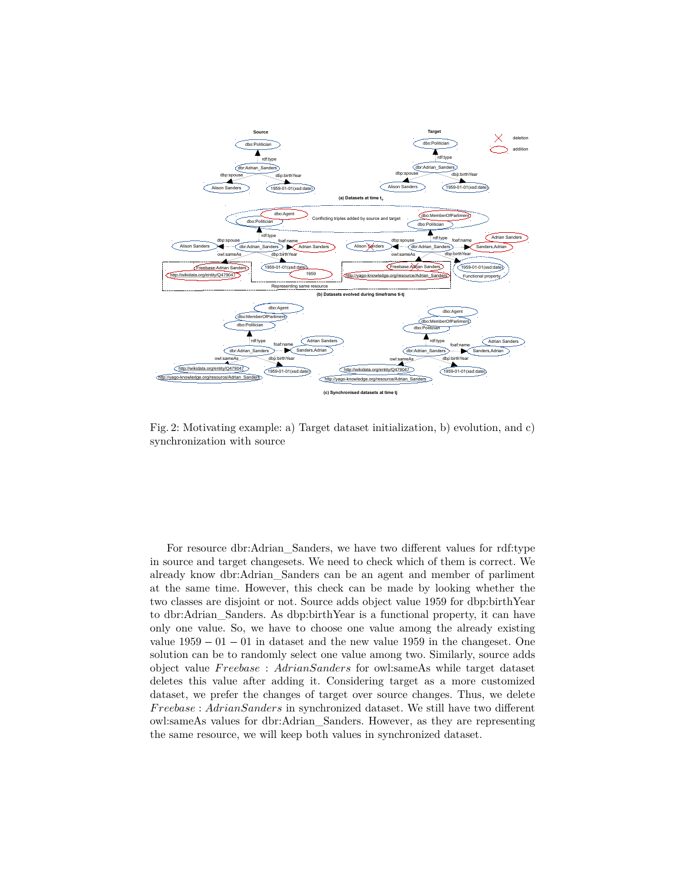Fig. 2: Motivating example: a) Target dataset initialization, b) evolution, and c) synchronization with source

For resource dbr:Adrian_Sanders, we have two different values for rdf:type in source and target changesets. We need to check which of them is correct. We already know dbr:Adrian_Sanders can be an agent and member of parliment at the same time. However, this check can be made by looking whether the two classes are disjoint or not. Source adds object value 1959 for dbp:birthYear to dbr:Adrian_Sanders. As dbp:birthYear is a functional property, it can have only one value. So, we have to choose one value among the already existing value $1959-01-01$ in dataset and the new value 1959 in the changeset. One solution can be to randomly select one value among two. Similarly, source adds object value $Freebase:AdrianSanders$ for owl:sameAs while target dataset deletes this value after adding it. Considering target as a more customized dataset, we prefer the changes of target over source changes. Thus, we delete $Freebase:AdrianSanders$ in synchronized dataset. We still have two different owl:sameAs values for dbr:Adrian_Sanders. However, as they are representing the same resource, we will keep both values in synchronized dataset.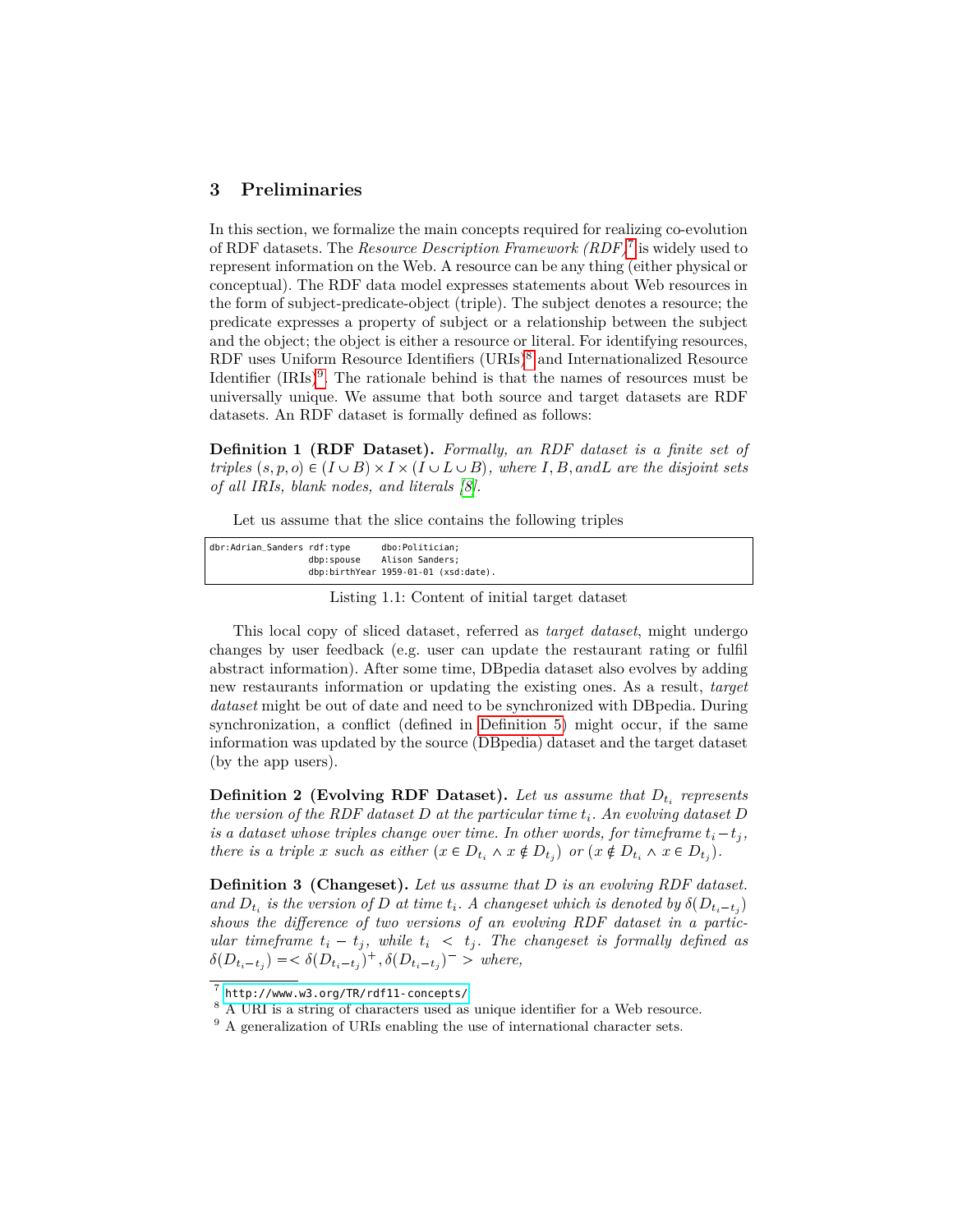## 3 Preliminaries

In this section, we formalize the main concepts required for realizing co-evolution of RDF datasets. The *Resource Description Framework (RDF)*[7] is widely used to represent information on the Web. A resource can be any thing (either physical or conceptual). The RDF data model expresses statements about Web resources in the form of subject-predicate-object (triple). The subject denotes a resource; the predicate expresses a property of subject or a relationship between the subject and the object; the object is either a resource or literal. For identifying resources, RDF uses Uniform Resource Identifiers (URIs)[8] and Internationalized Resource Identifier (IRIs)[9]. The rationale behind is that the names of resources must be universally unique. We assume that both source and target datasets are RDF datasets. An RDF dataset is formally defined as follows:

**Definition 1 (RDF Dataset).** *Formally, an RDF dataset is a finite set of triples* $(s, p, o) \in (I \cup B) \times I \times (I \cup L \cup B)$*, where* $I, B, andL$ *are the disjoint sets of all IRIs, blank nodes, and literals [8].*

Let us assume that the slice contains the following triples

```
dbr:Adrian_Sanders rdf:type      dbo:Politician;
                   dbp:spouse    Alison Sanders;
                   dbp:birthYear 1959-01-01 (xsd:date).
```

Listing 1.1: Content of initial target dataset

This local copy of sliced dataset, referred as *target dataset*, might undergo changes by user feedback (e.g. user can update the restaurant rating or fulfil abstract information). After some time, DBpedia dataset also evolves by adding new restaurants information or updating the existing ones. As a result, *target dataset* might be out of date and need to be synchronized with DBpedia. During synchronization, a conflict (defined in Definition 5) might occur, if the same information was updated by the source (DBpedia) dataset and the target dataset (by the app users).

**Definition 2 (Evolving RDF Dataset).** *Let us assume that* $D_{t_i}$ *represents the version of the RDF dataset* $D$ *at the particular time* $t_i$*. An evolving dataset* $D$ *is a dataset whose triples change over time. In other words, for timeframe* $t_i - t_j$*, there is a triple* $x$ *such as either* $(x \in D_{t_i} \wedge x \notin D_{t_j})$ *or* $(x \notin D_{t_i} \wedge x \in D_{t_j})$*.*

**Definition 3 (Changeset).** *Let us assume that* $D$ *is an evolving RDF dataset. and* $D_{t_i}$ *is the version of* $D$ *at time* $t_i$*. A changeset which is denoted by* $\delta(D_{t_i - t_j})$ *shows the difference of two versions of an evolving RDF dataset in a particular timeframe* $t_i - t_j$*, while* $t_i < t_j$*. The changeset is formally defined as* $\delta(D_{t_i - t_j}) = < \delta(D_{t_i - t_j})^+, \delta(D_{t_i - t_j})^- >$ *where,*

[7] http://www.w3.org/TR/rdf11-concepts/

[8] A URI is a string of characters used as unique identifier for a Web resource.

[9] A generalization of URIs enabling the use of international character sets.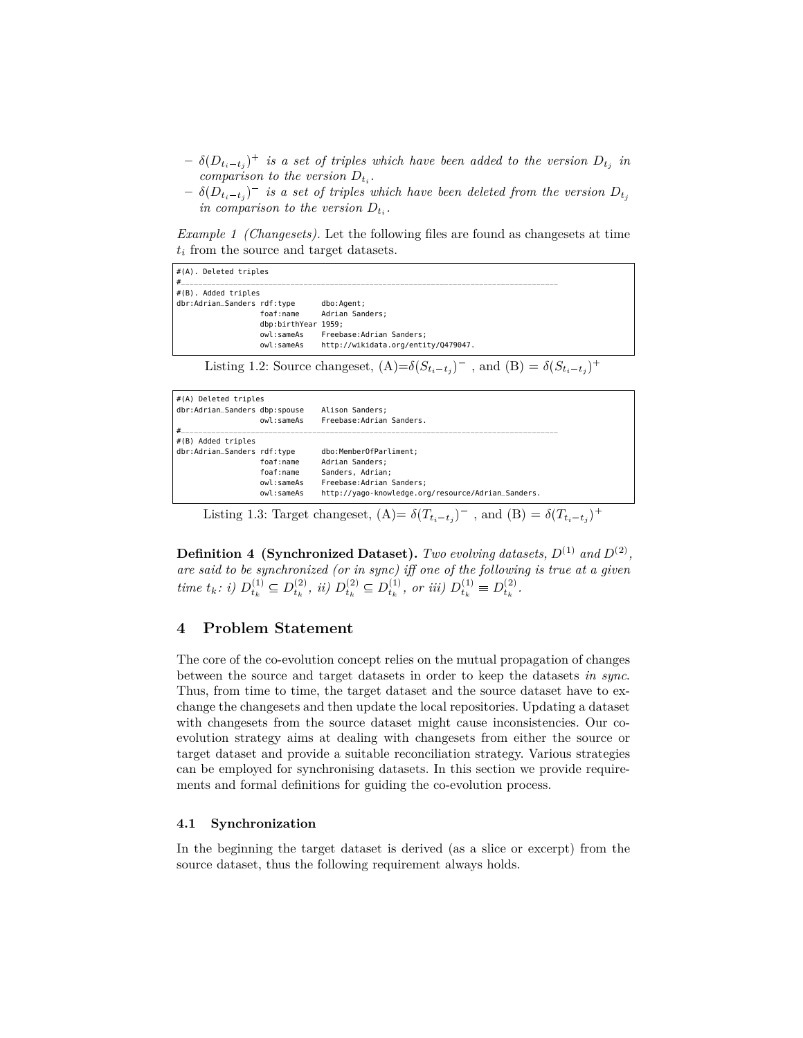- $\delta(D_{t_i-t_j})^+$ *is a set of triples which have been added to the version* $D_{t_j}$ *in comparison to the version* $D_{t_i}$.
- $\delta(D_{t_i-t_j})^-$ *is a set of triples which have been deleted from the version* $D_{t_j}$ *in comparison to the version* $D_{t_i}$.

*Example 1 (Changesets).* Let the following files are found as changesets at time $t_i$ from the source and target datasets.

```
#(A). Deleted triples
#________________________________________________________________________________
#(B). Added triples
dbr:Adrian_Sanders rdf:type      dbo:Agent;
                   foaf:name     Adrian Sanders;
                   dbp:birthYear 1959;
                   owl:sameAs    Freebase:Adrian Sanders;
                   owl:sameAs    http://wikidata.org/entity/Q479047.
```

Listing 1.2: Source changeset, (A)=$\delta(S_{t_i-t_j})^-$ , and (B) = $\delta(S_{t_i-t_j})^+$

```
#(A) Deleted triples
dbr:Adrian_Sanders dbp:spouse    Alison Sanders;
                   owl:sameAs    Freebase:Adrian Sanders.
#________________________________________________________________________________
#(B) Added triples
dbr:Adrian_Sanders rdf:type      dbo:MemberOfParliment;
                   foaf:name     Adrian Sanders;
                   foaf:name     Sanders, Adrian;
                   owl:sameAs    Freebase:Adrian Sanders;
                   owl:sameAs    http://yago-knowledge.org/resource/Adrian_Sanders.
```

Listing 1.3: Target changeset, (A)= $\delta(T_{t_i-t_j})^-$ , and (B) = $\delta(T_{t_i-t_j})^+$

**Definition 4 (Synchronized Dataset).** *Two evolving datasets, $D^{(1)}$ and $D^{(2)}$, are said to be synchronized (or in sync) iff one of the following is true at a given time $t_k$: i) $D^{(1)}_{t_k} \subseteq D^{(2)}_{t_k}$, ii) $D^{(2)}_{t_k} \subseteq D^{(1)}_{t_k}$, or iii) $D^{(1)}_{t_k} \equiv D^{(2)}_{t_k}$.*

## 4 Problem Statement

The core of the co-evolution concept relies on the mutual propagation of changes between the source and target datasets in order to keep the datasets *in sync*. Thus, from time to time, the target dataset and the source dataset have to exchange the changesets and then update the local repositories. Updating a dataset with changesets from the source dataset might cause inconsistencies. Our co-evolution strategy aims at dealing with changesets from either the source or target dataset and provide a suitable reconciliation strategy. Various strategies can be employed for synchronising datasets. In this section we provide requirements and formal definitions for guiding the co-evolution process.

### 4.1 Synchronization

In the beginning the target dataset is derived (as a slice or excerpt) from the source dataset, thus the following requirement always holds.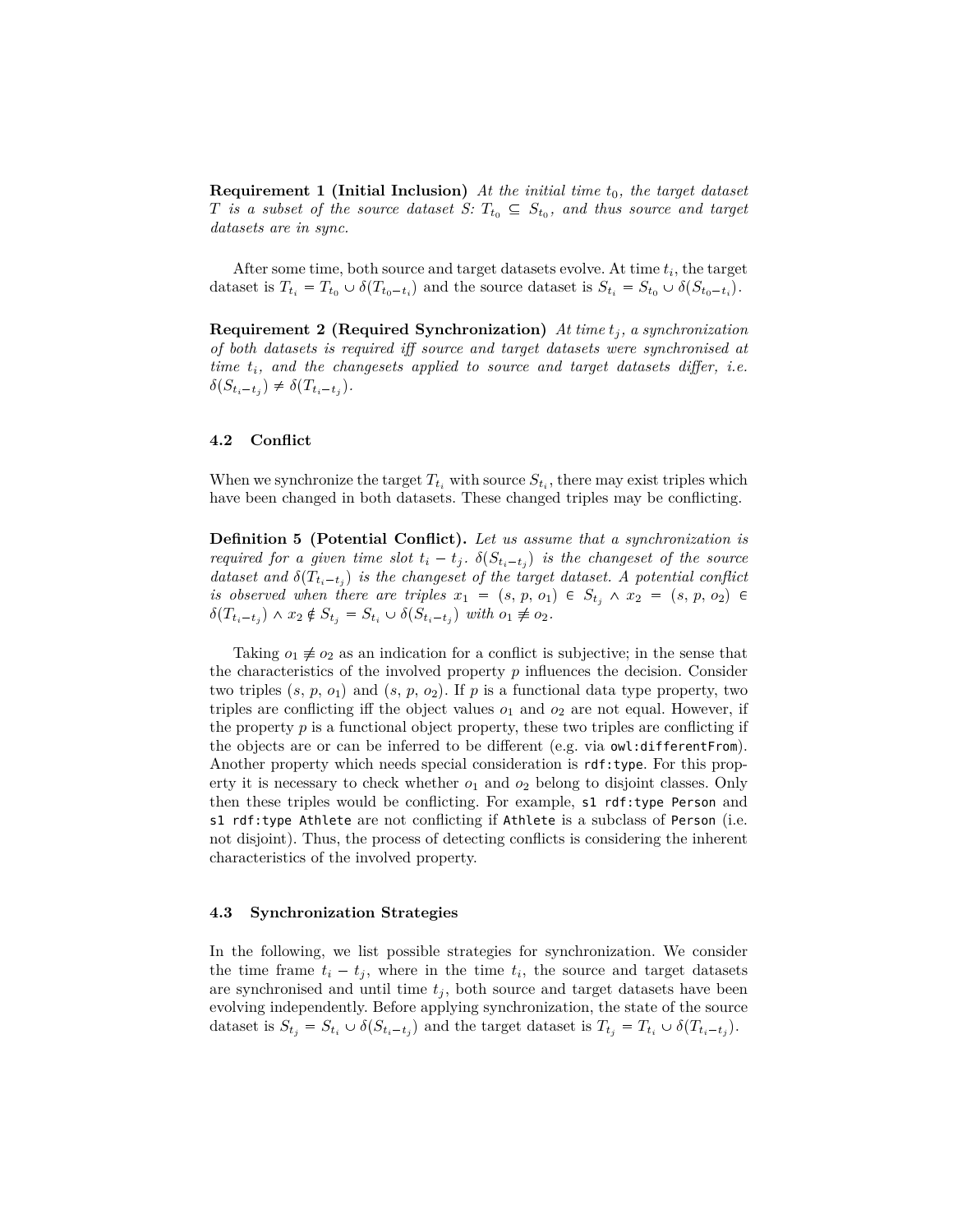**Requirement 1 (Initial Inclusion)** *At the initial time $t_0$, the target dataset $T$ is a subset of the source dataset $S$: $T_{t_0} \subseteq S_{t_0}$, and thus source and target datasets are in sync.*

After some time, both source and target datasets evolve. At time $t_i$, the target dataset is $T_{t_i} = T_{t_0} \cup \delta(T_{t_0 - t_i})$ and the source dataset is $S_{t_i} = S_{t_0} \cup \delta(S_{t_0 - t_i})$.

**Requirement 2 (Required Synchronization)** *At time $t_j$, a synchronization of both datasets is required iff source and target datasets were synchronised at time $t_i$, and the changesets applied to source and target datasets differ, i.e. $\delta(S_{t_i - t_j}) \neq \delta(T_{t_i - t_j})$.*

### 4.2 Conflict

When we synchronize the target $T_{t_i}$ with source $S_{t_i}$, there may exist triples which have been changed in both datasets. These changed triples may be conflicting.

**Definition 5 (Potential Conflict).** *Let us assume that a synchronization is required for a given time slot $t_i - t_j$. $\delta(S_{t_i - t_j})$ is the changeset of the source dataset and $\delta(T_{t_i - t_j})$ is the changeset of the target dataset. A potential conflict is observed when there are triples $x_1 = (s, p, o_1) \in S_{t_j} \wedge x_2 = (s, p, o_2) \in \delta(T_{t_i - t_j}) \wedge x_2 \notin S_{t_j} = S_{t_i} \cup \delta(S_{t_i - t_j})$ with $o_1 \not\equiv o_2$.*

Taking $o_1 \not\equiv o_2$ as an indication for a conflict is subjective; in the sense that the characteristics of the involved property $p$ influences the decision. Consider two triples $(s, p, o_1)$ and $(s, p, o_2)$. If $p$ is a functional data type property, two triples are conflicting iff the object values $o_1$ and $o_2$ are not equal. However, if the property $p$ is a functional object property, these two triples are conflicting if the objects are or can be inferred to be different (e.g. via `owl:differentFrom`). Another property which needs special consideration is `rdf:type`. For this property it is necessary to check whether $o_1$ and $o_2$ belong to disjoint classes. Only then these triples would be conflicting. For example, `s1 rdf:type Person` and `s1 rdf:type Athlete` are not conflicting if `Athlete` is a subclass of `Person` (i.e. not disjoint). Thus, the process of detecting conflicts is considering the inherent characteristics of the involved property.

### 4.3 Synchronization Strategies

In the following, we list possible strategies for synchronization. We consider the time frame $t_i - t_j$, where in the time $t_i$, the source and target datasets are synchronised and until time $t_j$, both source and target datasets have been evolving independently. Before applying synchronization, the state of the source dataset is $S_{t_j} = S_{t_i} \cup \delta(S_{t_i - t_j})$ and the target dataset is $T_{t_j} = T_{t_i} \cup \delta(T_{t_i - t_j})$.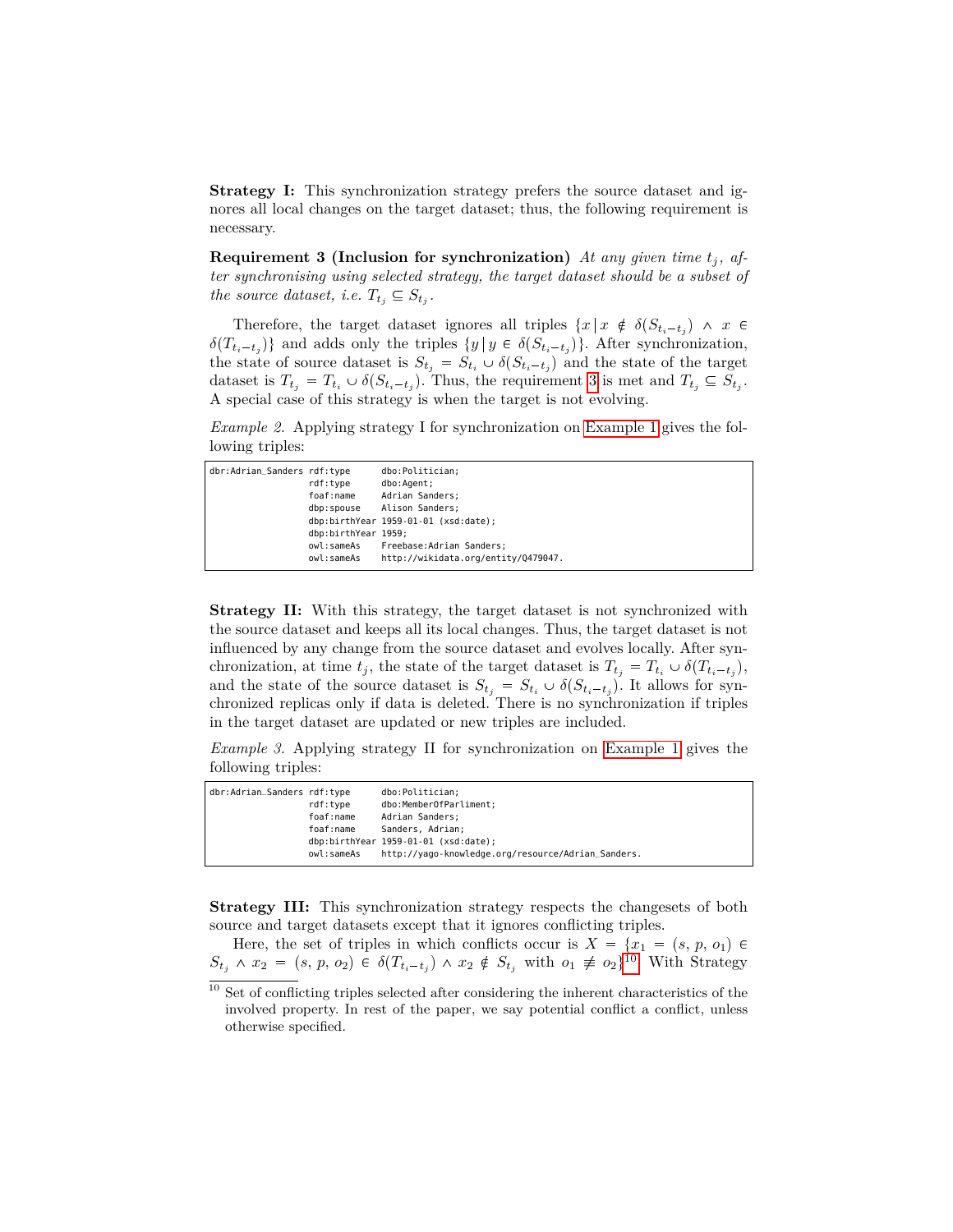**Strategy I:** This synchronization strategy prefers the source dataset and ignores all local changes on the target dataset; thus, the following requirement is necessary.

**Requirement 3 (Inclusion for synchronization)** *At any given time $t_j$, after synchronising using selected strategy, the target dataset should be a subset of the source dataset, i.e. $T_{t_j} \subseteq S_{t_j}$.*

Therefore, the target dataset ignores all triples $\{x \,|\, x \notin \delta(S_{t_i - t_j}) \wedge x \in \delta(T_{t_i - t_j})\}$ and adds only the triples $\{y \,|\, y \in \delta(S_{t_i - t_j})\}$. After synchronization, the state of source dataset is $S_{t_j} = S_{t_i} \cup \delta(S_{t_i - t_j})$ and the state of the target dataset is $T_{t_j} = T_{t_i} \cup \delta(S_{t_i - t_j})$. Thus, the requirement 3 is met and $T_{t_j} \subseteq S_{t_j}$. A special case of this strategy is when the target is not evolving.

*Example 2.* Applying strategy I for synchronization on Example 1 gives the following triples:

```
dbr:Adrian_Sanders rdf:type      dbo:Politician;
                   rdf:type      dbo:Agent;
                   foaf:name     Adrian Sanders;
                   dbp:spouse    Alison Sanders;
                   dbp:birthYear 1959-01-01 (xsd:date);
                   dbp:birthYear 1959;
                   owl:sameAs    Freebase:Adrian Sanders;
                   owl:sameAs    http://wikidata.org/entity/Q479047.
```

**Strategy II:** With this strategy, the target dataset is not synchronized with the source dataset and keeps all its local changes. Thus, the target dataset is not influenced by any change from the source dataset and evolves locally. After synchronization, at time $t_j$, the state of the target dataset is $T_{t_j} = T_{t_i} \cup \delta(T_{t_i - t_j})$, and the state of the source dataset is $S_{t_j} = S_{t_i} \cup \delta(S_{t_i - t_j})$. It allows for synchronized replicas only if data is deleted. There is no synchronization if triples in the target dataset are updated or new triples are included.

*Example 3.* Applying strategy II for synchronization on Example 1 gives the following triples:

```
dbr:Adrian_Sanders rdf:type      dbo:Politician;
                   rdf:type      dbo:MemberOfParliment;
                   foaf:name     Adrian Sanders;
                   foaf:name     Sanders, Adrian;
                   dbp:birthYear 1959-01-01 (xsd:date);
                   owl:sameAs    http://yago-knowledge.org/resource/Adrian_Sanders.
```

**Strategy III:** This synchronization strategy respects the changesets of both source and target datasets except that it ignores conflicting triples.

Here, the set of triples in which conflicts occur is $X = \{x_1 = (s, p, o_1) \in S_{t_j} \wedge x_2 = (s, p, o_2) \in \delta(T_{t_i - t_j}) \wedge x_2 \notin S_{t_j}$ with $o_1 \not\equiv o_2\}$[10]. With Strategy

[10] Set of conflicting triples selected after considering the inherent characteristics of the involved property. In rest of the paper, we say potential conflict a conflict, unless otherwise specified.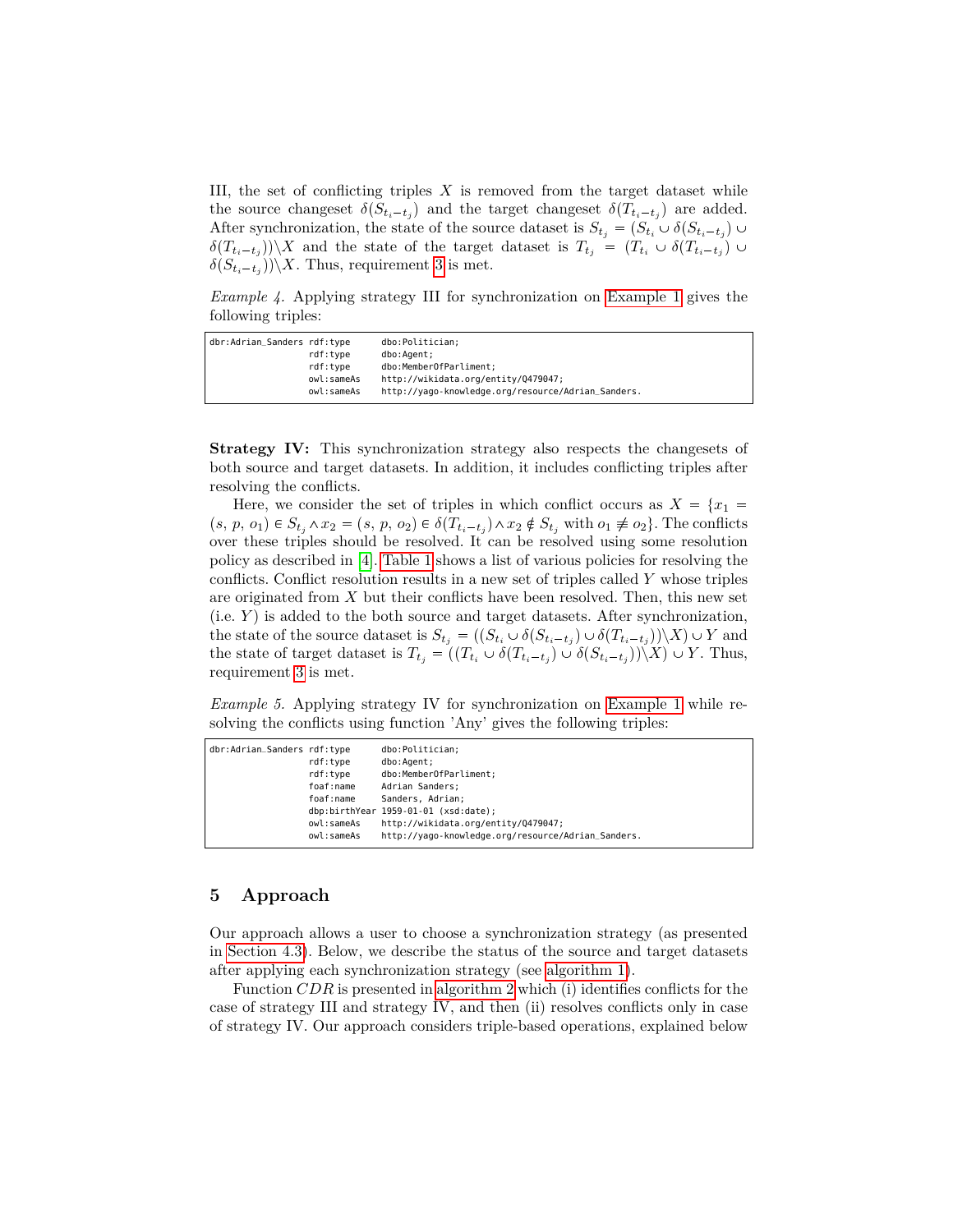III, the set of conflicting triples $X$ is removed from the target dataset while the source changeset $\delta(S_{t_i-t_j})$ and the target changeset $\delta(T_{t_i-t_j})$ are added. After synchronization, the state of the source dataset is $S_{t_j} = (S_{t_i} \cup \delta(S_{t_i-t_j}) \cup \delta(T_{t_i-t_j}))\backslash X$ and the state of the target dataset is $T_{t_j} = (T_{t_i} \cup \delta(T_{t_i-t_j}) \cup \delta(S_{t_i-t_j}))\backslash X$. Thus, requirement 3 is met.

*Example 4.* Applying strategy III for synchronization on Example 1 gives the following triples:

```
dbr:Adrian_Sanders rdf:type      dbo:Politician;
                   rdf:type      dbo:Agent;
                   rdf:type      dbo:MemberOfParliment;
                   owl:sameAs    http://wikidata.org/entity/Q479047;
                   owl:sameAs    http://yago-knowledge.org/resource/Adrian_Sanders.
```

**Strategy IV:** This synchronization strategy also respects the changesets of both source and target datasets. In addition, it includes conflicting triples after resolving the conflicts.

Here, we consider the set of triples in which conflict occurs as $X = \{x_1 = (s,\, p,\, o_1) \in S_{t_j} \wedge x_2 = (s,\, p,\, o_2) \in \delta(T_{t_i-t_j}) \wedge x_2 \notin S_{t_j}$ with $o_1 \not\equiv o_2\}$. The conflicts over these triples should be resolved. It can be resolved using some resolution policy as described in [4]. Table 1 shows a list of various policies for resolving the conflicts. Conflict resolution results in a new set of triples called $Y$ whose triples are originated from $X$ but their conflicts have been resolved. Then, this new set (i.e. $Y$) is added to the both source and target datasets. After synchronization, the state of the source dataset is $S_{t_j} = ((S_{t_i} \cup \delta(S_{t_i-t_j}) \cup \delta(T_{t_i-t_j}))\backslash X) \cup Y$ and the state of target dataset is $T_{t_j} = ((T_{t_i} \cup \delta(T_{t_i-t_j}) \cup \delta(S_{t_i-t_j}))\backslash X) \cup Y$. Thus, requirement 3 is met.

*Example 5.* Applying strategy IV for synchronization on Example 1 while resolving the conflicts using function 'Any' gives the following triples:

```
dbr:Adrian_Sanders rdf:type      dbo:Politician;
                   rdf:type      dbo:Agent;
                   rdf:type      dbo:MemberOfParliment;
                   foaf:name     Adrian Sanders;
                   foaf:name     Sanders, Adrian;
                   dbp:birthYear 1959-01-01 (xsd:date);
                   owl:sameAs    http://wikidata.org/entity/Q479047;
                   owl:sameAs    http://yago-knowledge.org/resource/Adrian_Sanders.
```

## 5 Approach

Our approach allows a user to choose a synchronization strategy (as presented in Section 4.3). Below, we describe the status of the source and target datasets after applying each synchronization strategy (see algorithm 1).

Function $CDR$ is presented in algorithm 2 which (i) identifies conflicts for the case of strategy III and strategy IV, and then (ii) resolves conflicts only in case of strategy IV. Our approach considers triple-based operations, explained below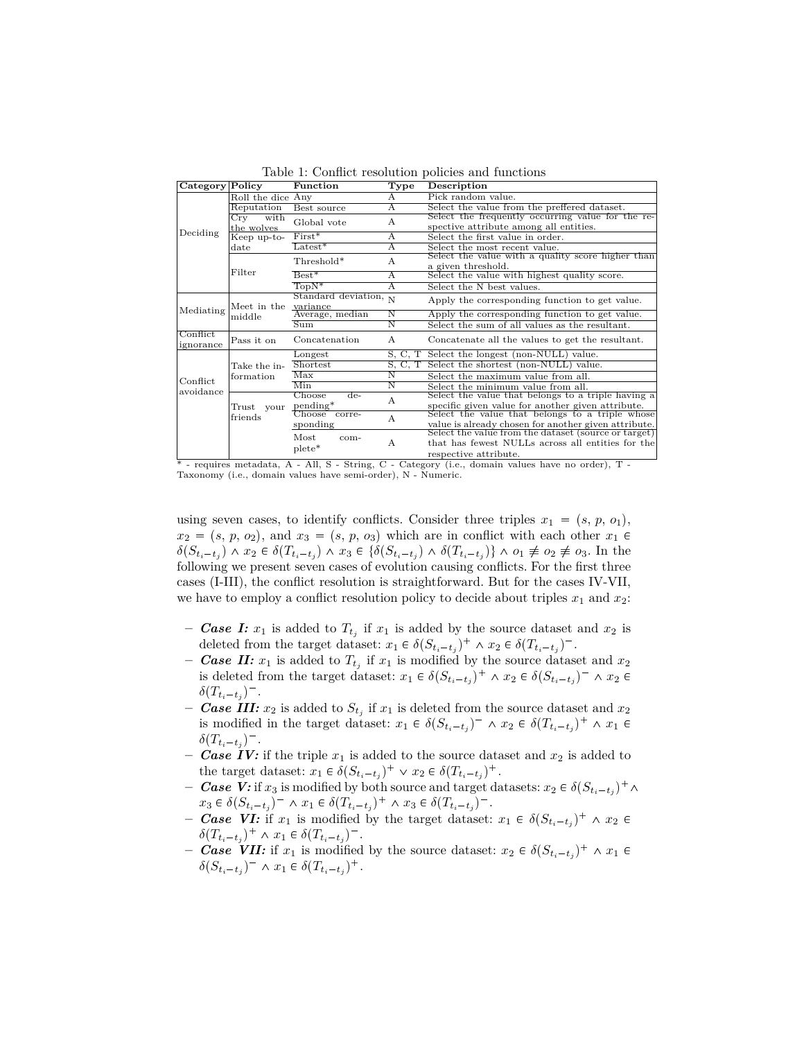Table 1: Conflict resolution policies and functions

| Category | Policy | Function | Type | Description |
|---|---|---|---|---|
| Deciding | Roll the dice | Any | A | Pick random value. |
| | Reputation | Best source | A | Select the value from the preffered dataset. |
| | Cry with the wolves | Global vote | A | Select the frequently occurring value for the respective attribute among all entities. |
| | Keep up-to-date | First* | A | Select the first value in order. |
| | | Latest* | A | Select the most recent value. |
| | Filter | Threshold* | A | Select the value with a quality score higher than a given threshold. |
| | | Best* | A | Select the value with highest quality score. |
| | | TopN* | A | Select the N best values. |
| Mediating | Meet in the middle | Standard deviation, variance | N | Apply the corresponding function to get value. |
| | | Average, median | N | Apply the corresponding function to get value. |
| | | Sum | N | Select the sum of all values as the resultant. |
| Conflict ignorance | Pass it on | Concatenation | A | Concatenate all the values to get the resultant. |
| Conflict avoidance | Take the information | Longest | S, C, T | Select the longest (non-NULL) value. |
| | | Shortest | S, C, T | Select the shortest (non-NULL) value. |
| | | Max | N | Select the maximum value from all. |
| | | Min | N | Select the minimum value from all. |
| | Trust your friends | Choose depending* | A | Select the value that belongs to a triple having a specific given value for another given attribute. |
| | | Choose corresponding | A | Select the value that belongs to a triple whose value is already chosen for another given attribute. |
| | | Most complete* | A | Select the value from the dataset (source or target) that has fewest NULLs across all entities for the respective attribute. |

\* - requires metadata, A - All, S - String, C - Category (i.e., domain values have no order), T - Taxonomy (i.e., domain values have semi-order), N - Numeric.

using seven cases, to identify conflicts. Consider three triples $x_1 = (s, p, o_1)$, $x_2 = (s, p, o_2)$, and $x_3 = (s, p, o_3)$ which are in conflict with each other $x_1 \in \delta(S_{t_i - t_j}) \wedge x_2 \in \delta(T_{t_i - t_j}) \wedge x_3 \in \{\delta(S_{t_i - t_j}) \wedge \delta(T_{t_i - t_j})\} \wedge o_1 \not\equiv o_2 \not\equiv o_3$. In the following we present seven cases of evolution causing conflicts. For the first three cases (I-III), the conflict resolution is straightforward. But for the cases IV-VII, we have to employ a conflict resolution policy to decide about triples $x_1$ and $x_2$:

- ***Case I:*** $x_1$ is added to $T_{t_j}$ if $x_1$ is added by the source dataset and $x_2$ is deleted from the target dataset: $x_1 \in \delta(S_{t_i - t_j})^+ \wedge x_2 \in \delta(T_{t_i - t_j})^-$.
- ***Case II:*** $x_1$ is added to $T_{t_j}$ if $x_1$ is modified by the source dataset and $x_2$ is deleted from the target dataset: $x_1 \in \delta(S_{t_i - t_j})^+ \wedge x_2 \in \delta(S_{t_i - t_j})^- \wedge x_2 \in \delta(T_{t_i - t_j})^-$.
- ***Case III:*** $x_2$ is added to $S_{t_j}$ if $x_1$ is deleted from the source dataset and $x_2$ is modified in the target dataset: $x_1 \in \delta(S_{t_i - t_j})^- \wedge x_2 \in \delta(T_{t_i - t_j})^+ \wedge x_1 \in \delta(T_{t_i - t_j})^-$.
- ***Case IV:*** if the triple $x_1$ is added to the source dataset and $x_2$ is added to the target dataset: $x_1 \in \delta(S_{t_i - t_j})^+ \vee x_2 \in \delta(T_{t_i - t_j})^+$.
- ***Case V:*** if $x_3$ is modified by both source and target datasets: $x_2 \in \delta(S_{t_i - t_j})^+ \wedge x_3 \in \delta(S_{t_i - t_j})^- \wedge x_1 \in \delta(T_{t_i - t_j})^+ \wedge x_3 \in \delta(T_{t_i - t_j})^-$.
- ***Case VI:*** if $x_1$ is modified by the target dataset: $x_1 \in \delta(S_{t_i - t_j})^+ \wedge x_2 \in \delta(T_{t_i - t_j})^+ \wedge x_1 \in \delta(T_{t_i - t_j})^-$.
- ***Case VII:*** if $x_1$ is modified by the source dataset: $x_2 \in \delta(S_{t_i - t_j})^+ \wedge x_1 \in \delta(S_{t_i - t_j})^- \wedge x_1 \in \delta(T_{t_i - t_j})^+$.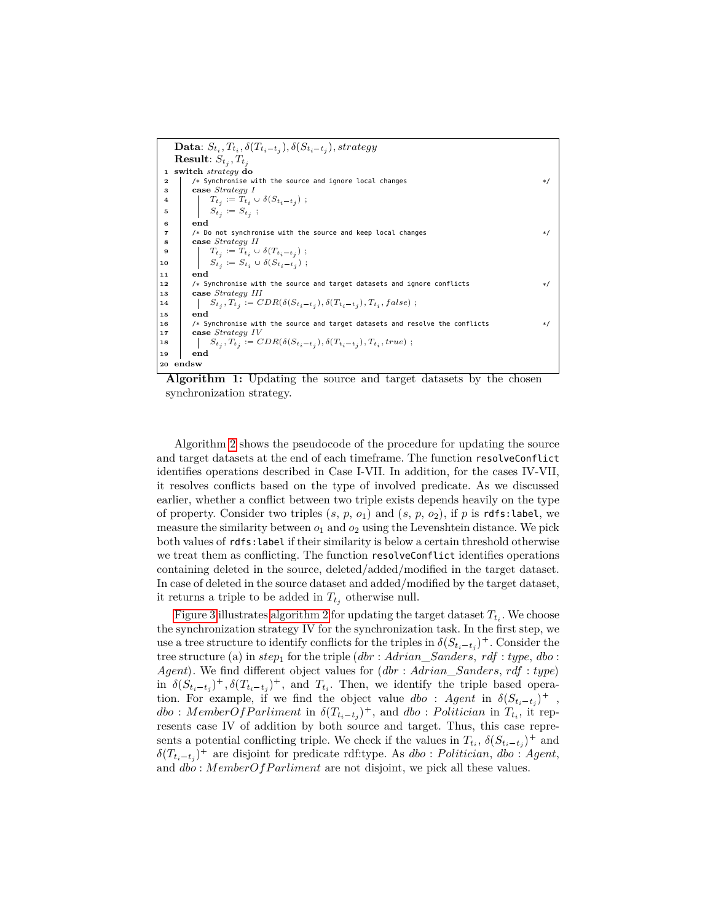```
    Data: S_{t_i}, T_{t_i}, δ(T_{t_i−t_j}), δ(S_{t_i−t_j}), strategy
    Result: S_{t_j}, T_{t_j}
 1  switch strategy do
 2  |   /* Synchronise with the source and ignore local changes                    */
 3  |   case Strategy I
 4  |   |   T_{t_j} := T_{t_i} ∪ δ(S_{t_i−t_j}) ;
 5  |   |   S_{t_j} := S_{t_j} ;
 6  |   end
 7  |   /* Do not synchronise with the source and keep local changes               */
 8  |   case Strategy II
 9  |   |   T_{t_j} := T_{t_i} ∪ δ(T_{t_i−t_j}) ;
10  |   |   S_{t_j} := S_{t_i} ∪ δ(S_{t_i−t_j}) ;
11  |   end
12  |   /* Synchronise with the source and target datasets and ignore conflicts    */
13  |   case Strategy III
14  |   |   S_{t_j}, T_{t_j} := CDR(δ(S_{t_i−t_j}), δ(T_{t_i−t_j}), T_{t_i}, false) ;
15  |   end
16  |   /* Synchronise with the source and target datasets and resolve the conflicts */
17  |   case Strategy IV
18  |   |   S_{t_j}, T_{t_j} := CDR(δ(S_{t_i−t_j}), δ(T_{t_i−t_j}), T_{t_i}, true) ;
19  |   end
20  endsw
```

**Algorithm 1:** Updating the source and target datasets by the chosen synchronization strategy.

Algorithm 2 shows the pseudocode of the procedure for updating the source and target datasets at the end of each timeframe. The function `resolveConflict` identifies operations described in Case I-VII. In addition, for the cases IV-VII, it resolves conflicts based on the type of involved predicate. As we discussed earlier, whether a conflict between two triple exists depends heavily on the type of property. Consider two triples $(s, p, o_1)$ and $(s, p, o_2)$, if $p$ is `rdfs:label`, we measure the similarity between $o_1$ and $o_2$ using the Levenshtein distance. We pick both values of `rdfs:label` if their similarity is below a certain threshold otherwise we treat them as conflicting. The function `resolveConflict` identifies operations containing deleted in the source, deleted/added/modified in the target dataset. In case of deleted in the source dataset and added/modified by the target dataset, it returns a triple to be added in $T_{t_j}$ otherwise null.

Figure 3 illustrates algorithm 2 for updating the target dataset $T_{t_i}$. We choose the synchronization strategy IV for the synchronization task. In the first step, we use a tree structure to identify conflicts for the triples in $\delta(S_{t_i-t_j})^+$. Consider the tree structure (a) in $step_1$ for the triple ($dbr : Adrian\_Sanders$, $rdf : type$, $dbo : Agent$). We find different object values for ($dbr : Adrian\_Sanders$, $rdf : type$) in $\delta(S_{t_i-t_j})^+, \delta(T_{t_i-t_j})^+$, and $T_{t_i}$. Then, we identify the triple based operation. For example, if we find the object value $dbo : Agent$ in $\delta(S_{t_i-t_j})^+$ , $dbo : MemberOfParliment$ in $\delta(T_{t_i-t_j})^+$, and $dbo : Politician$ in $T_{t_i}$, it represents case IV of addition by both source and target. Thus, this case represents a potential conflicting triple. We check if the values in $T_{t_i}$, $\delta(S_{t_i-t_j})^+$ and $\delta(T_{t_i-t_j})^+$ are disjoint for predicate rdf:type. As $dbo : Politician$, $dbo : Agent$, and $dbo : MemberOfParliment$ are not disjoint, we pick all these values.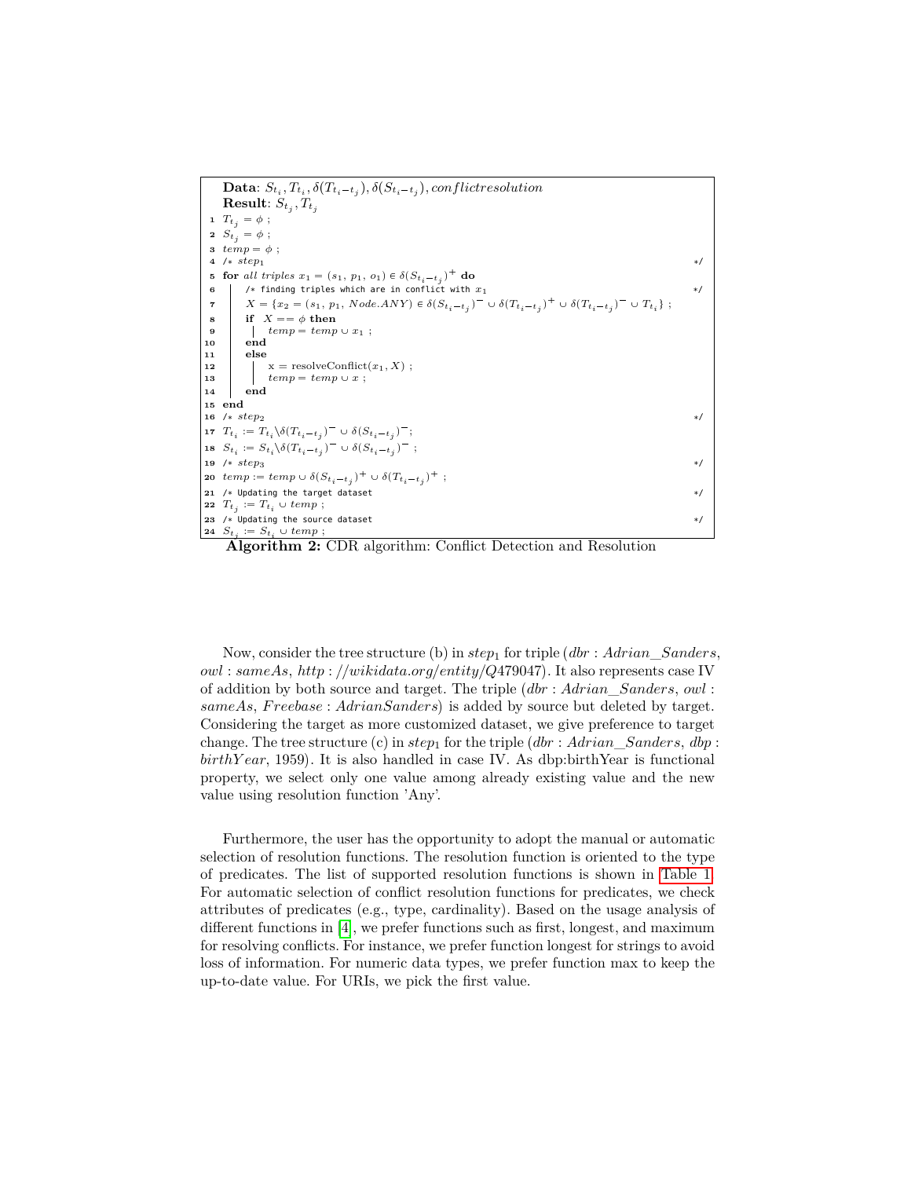```
    Data: S_{t_i}, T_{t_i}, δ(T_{t_i - t_j}), δ(S_{t_i - t_j}), conflictresolution
    Result: S_{t_j}, T_{t_j}
 1  T_{t_j} = φ ;
 2  S_{t_j} = φ ;
 3  temp = φ ;
 4  /* step_1                                                                    */
 5  for all triples x_1 = (s_1, p_1, o_1) ∈ δ(S_{t_i - t_j})^+ do
 6      /* finding triples which are in conflict with x_1                       */
 7      X = {x_2 = (s_1, p_1, Node.ANY) ∈ δ(S_{t_i - t_j})^- ∪ δ(T_{t_i - t_j})^+ ∪ δ(T_{t_i - t_j})^- ∪ T_{t_i}} ;
 8      if X == φ then
 9          temp = temp ∪ x_1 ;
10      end
11      else
12          x = resolveConflict(x_1, X) ;
13          temp = temp ∪ x ;
14      end
15  end
16  /* step_2                                                                    */
17  T_{t_i} := T_{t_i} \ δ(T_{t_i - t_j})^- ∪ δ(S_{t_i - t_j})^- ;
18  S_{t_i} := S_{t_i} \ δ(T_{t_i - t_j})^- ∪ δ(S_{t_i - t_j})^- ;
19  /* step_3                                                                    */
20  temp := temp ∪ δ(S_{t_i - t_j})^+ ∪ δ(T_{t_i - t_j})^+ ;
21  /* Updating the target dataset                                               */
22  T_{t_j} := T_{t_i} ∪ temp ;
23  /* Updating the source dataset                                               */
24  S_{t_j} := S_{t_i} ∪ temp ;
```

**Algorithm 2:** CDR algorithm: Conflict Detection and Resolution

Now, consider the tree structure (b) in $step_1$ for triple ($dbr:Adrian\_Sanders$, $owl:sameAs$, $http://wikidata.org/entity/Q479047$). It also represents case IV of addition by both source and target. The triple ($dbr:Adrian\_Sanders$, $owl:sameAs$, $Freebase:AdrianSanders$) is added by source but deleted by target. Considering the target as more customized dataset, we give preference to target change. The tree structure (c) in $step_1$ for the triple ($dbr:Adrian\_Sanders$, $dbp:birthYear$, 1959). It is also handled in case IV. As dbp:birthYear is functional property, we select only one value among already existing value and the new value using resolution function 'Any'.

Furthermore, the user has the opportunity to adopt the manual or automatic selection of resolution functions. The resolution function is oriented to the type of predicates. The list of supported resolution functions is shown in Table 1. For automatic selection of conflict resolution functions for predicates, we check attributes of predicates (e.g., type, cardinality). Based on the usage analysis of different functions in [4], we prefer functions such as first, longest, and maximum for resolving conflicts. For instance, we prefer function longest for strings to avoid loss of information. For numeric data types, we prefer function max to keep the up-to-date value. For URIs, we pick the first value.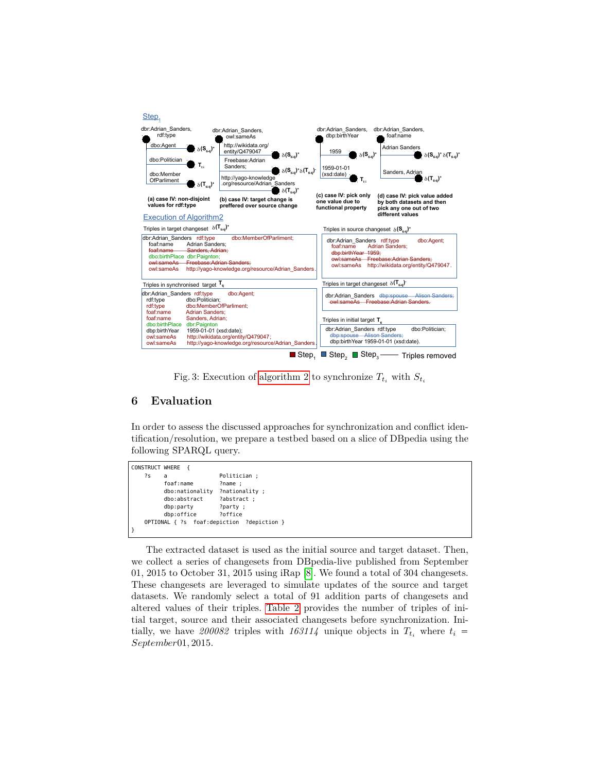Step$_1$

dbr:Adrian_Sanders, rdf:type — dbo:Agent $\delta(S_{ti-tj})^+$; dbo:Politician $T_{ti}$; dbo:MemberOfParliment $\delta(T_{ti-tj})^+$

(a) case IV: non-disjoint values for rdf:type

dbr:Adrian_Sanders, owl:sameAs — http://wikidata.org/entity/Q479047 $\delta(S_{ti-tj})^+$; Freebase:Adrian Sanders; $\delta(S_{ti-tj})^+ \delta(T_{ti-tj})^-$; http://yago-knowledge.org/resource/Adrian_Sanders $\delta(T_{ti-tj})^+$

(b) case IV: target change is preffered over source change

dbr:Adrian_Sanders, dbp:birthYear — 1959 $\delta(S_{ti-tj})^+$; 1959-01-01 (xsd:date) $T_{ti}$

(c) case IV: pick only one value due to functional property

dbr:Adrian_Sanders, foaf:name — Adrian Sanders $\delta(S_{ti-tj})^+ \delta(T_{ti-tj})^+$; Sanders, Adrian $\delta(T_{ti-tj})^+$

(d) case IV: pick value added by both datasets and then pick any one out of two different values

Execution of Algorithm2

Triples in target changeset $\delta(T_{ti-tj})^+$

```
dbr:Adrian_Sanders  rdf:type      dbo:MemberOfParliment;
   foaf:name        Adrian Sanders;
   foaf:name        Sanders, Adrian;
   dbo:birthPlace   dbr:Paignton;
   owl:sameAs       Freebase:Adrian Sanders;
   owl:sameAs       http://yago-knowledge.org/resource/Adrian_Sanders.
```

Triples in source changeset $\delta(S_{ti-tj})^+$

```
dbr:Adrian_Sanders  rdf:type      dbo:Agent;
   foaf:name        Adrian Sanders;
   dbp:birthYear    1959;
   owl:sameAs       Freebase:Adrian Sanders;
   owl:sameAs       http://wikidata.org/entity/Q479047.
```

Triples in synchronised target $T_{tj}$

```
dbr:Adrian_Sanders  rdf:type      dbo:Agent;
   rdf:type         dbo:Politician;
   rdf:type         dbo:MemberOfParliment;
   foaf:name        Adrian Sanders;
   foaf:name        Sanders, Adrian;
   dbo:birthPlace   dbr:Paignton
   dbp:birthYear    1959-01-01 (xsd:date);
   owl:sameAs       http://wikidata.org/entity/Q479047;
   owl:sameAs       http://yago-knowledge.org/resource/Adrian_Sanders.
```

Triples in target changeset $\delta(T_{ti-tj})^-$

```
dbr:Adrian_Sanders  dbp:spouse   Alison Sanders;
   owl:sameAs       Freebase:Adrian Sanders.
```

Triples in initial target $T_{ti}$

```
dbr:Adrian_Sanders  rdf:type     dbo:Politician;
   dbp:spouse       Alison Sanders;
   dbp:birthYear 1959-01-01 (xsd:date).
```

Step$_1$ Step$_2$ Step$_3$ —— Triples removed

Fig. 3: Execution of algorithm 2 to synchronize $T_{t_i}$ with $S_{t_i}$

## 6 Evaluation

In order to assess the discussed approaches for synchronization and conflict identification/resolution, we prepare a testbed based on a slice of DBpedia using the following SPARQL query.

```
CONSTRUCT WHERE  {
    ?s    a               Politician ;
          foaf:name       ?name ;
          dbo:nationality ?nationality ;
          dbo:abstract    ?abstract ;
          dbp:party       ?party ;
          dbp:office      ?office
    OPTIONAL { ?s  foaf:depiction  ?depiction }
}
```

The extracted dataset is used as the initial source and target dataset. Then, we collect a series of changesets from DBpedia-live published from September 01, 2015 to October 31, 2015 using iRap [8]. We found a total of 304 changesets. These changesets are leveraged to simulate updates of the source and target datasets. We randomly select a total of 91 addition parts of changesets and altered values of their triples. Table 2 provides the number of triples of initial target, source and their associated changesets before synchronization. Initially, we have *200082* triples with *163114* unique objects in $T_{t_i}$ where $t_i = September 01, 2015$.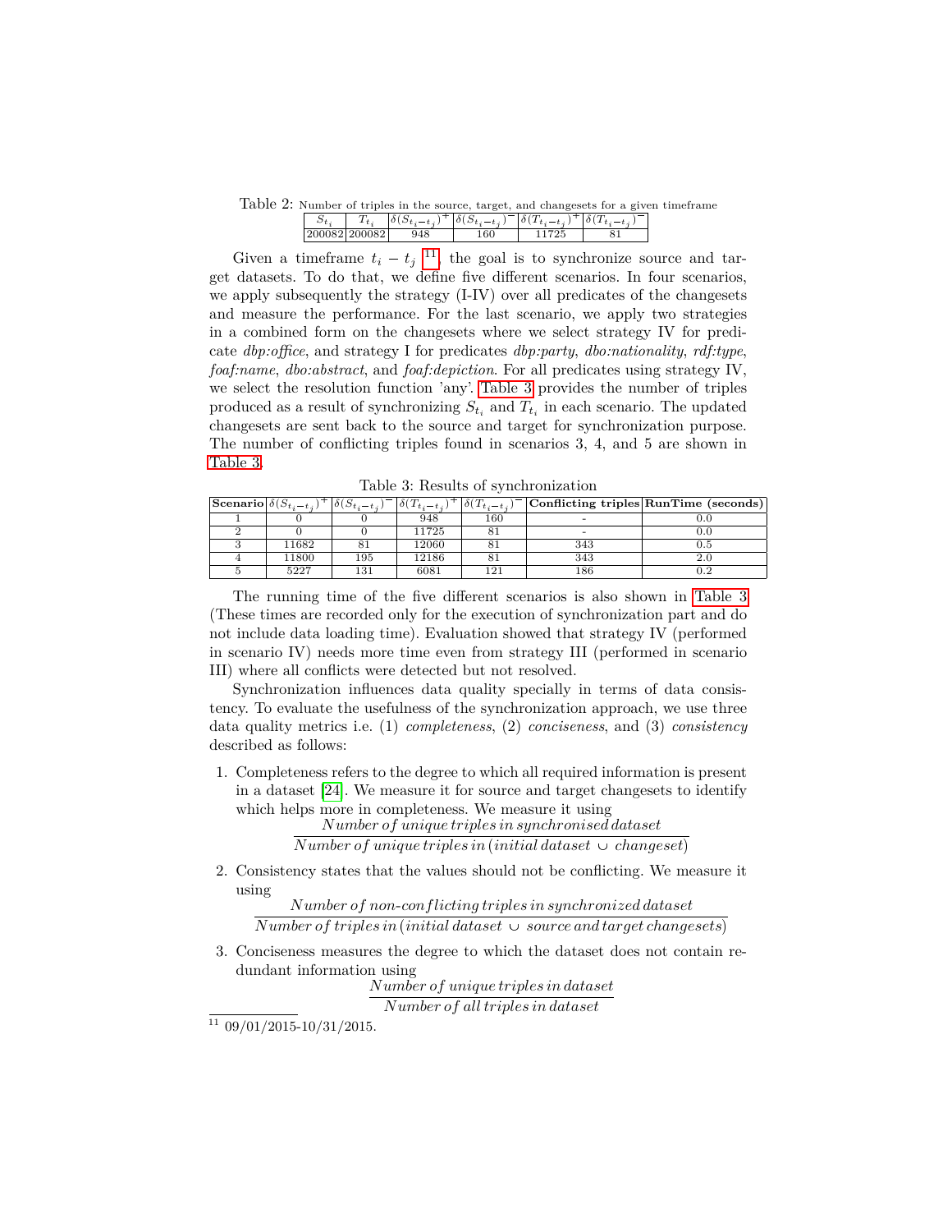Table 2: Number of triples in the source, target, and changesets for a given timeframe

| $S_{t_i}$ | $T_{t_i}$ | $\delta(S_{t_i-t_j})^+$ | $\delta(S_{t_i-t_j})^-$ | $\delta(T_{t_i-t_j})^+$ | $\delta(T_{t_i-t_j})^-$ |
|---|---|---|---|---|---|
| 200082 | 200082 | 948 | 160 | 11725 | 81 |

Given a timeframe $t_i - t_j$ [11], the goal is to synchronize source and target datasets. To do that, we define five different scenarios. In four scenarios, we apply subsequently the strategy (I-IV) over all predicates of the changesets and measure the performance. For the last scenario, we apply two strategies in a combined form on the changesets where we select strategy IV for predicate *dbp:office*, and strategy I for predicates *dbp:party*, *dbo:nationality*, *rdf:type*, *foaf:name*, *dbo:abstract*, and *foaf:depiction*. For all predicates using strategy IV, we select the resolution function 'any'. Table 3 provides the number of triples produced as a result of synchronizing $S_{t_i}$ and $T_{t_i}$ in each scenario. The updated changesets are sent back to the source and target for synchronization purpose. The number of conflicting triples found in scenarios 3, 4, and 5 are shown in Table 3.

Table 3: Results of synchronization

| **Scenario** | $\delta(S_{t_i-t_j})^+$ | $\delta(S_{t_i-t_j})^-$ | $\delta(T_{t_i-t_j})^+$ | $\delta(T_{t_i-t_j})^-$ | **Conflicting triples** | **RunTime (seconds)** |
|---|---|---|---|---|---|---|
| 1 | 0 | 0 | 948 | 160 | - | 0.0 |
| 2 | 0 | 0 | 11725 | 81 | - | 0.0 |
| 3 | 11682 | 81 | 12060 | 81 | 343 | 0.5 |
| 4 | 11800 | 195 | 12186 | 81 | 343 | 2.0 |
| 5 | 5227 | 131 | 6081 | 121 | 186 | 0.2 |

The running time of the five different scenarios is also shown in Table 3 (These times are recorded only for the execution of synchronization part and do not include data loading time). Evaluation showed that strategy IV (performed in scenario IV) needs more time even from strategy III (performed in scenario III) where all conflicts were detected but not resolved.

Synchronization influences data quality specially in terms of data consistency. To evaluate the usefulness of the synchronization approach, we use three data quality metrics i.e. (1) *completeness*, (2) *conciseness*, and (3) *consistency* described as follows:

1. Completeness refers to the degree to which all required information is present in a dataset [24]. We measure it for source and target changesets to identify which helps more in completeness. We measure it using
$$\frac{Number\ of\ unique\ triples\ in\ synchronised\ dataset}{Number\ of\ unique\ triples\ in\ (initial\ dataset\ \cup\ changeset)}$$
2. Consistency states that the values should not be conflicting. We measure it using
$$\frac{Number\ of\ non\text{-}conflicting\ triples\ in\ synchronized\ dataset}{Number\ of\ triples\ in\ (initial\ dataset\ \cup\ source\ and\ target\ changesets)}$$
3. Conciseness measures the degree to which the dataset does not contain redundant information using
$$\frac{Number\ of\ unique\ triples\ in\ dataset}{Number\ of\ all\ triples\ in\ dataset}$$

[11] 09/01/2015-10/31/2015.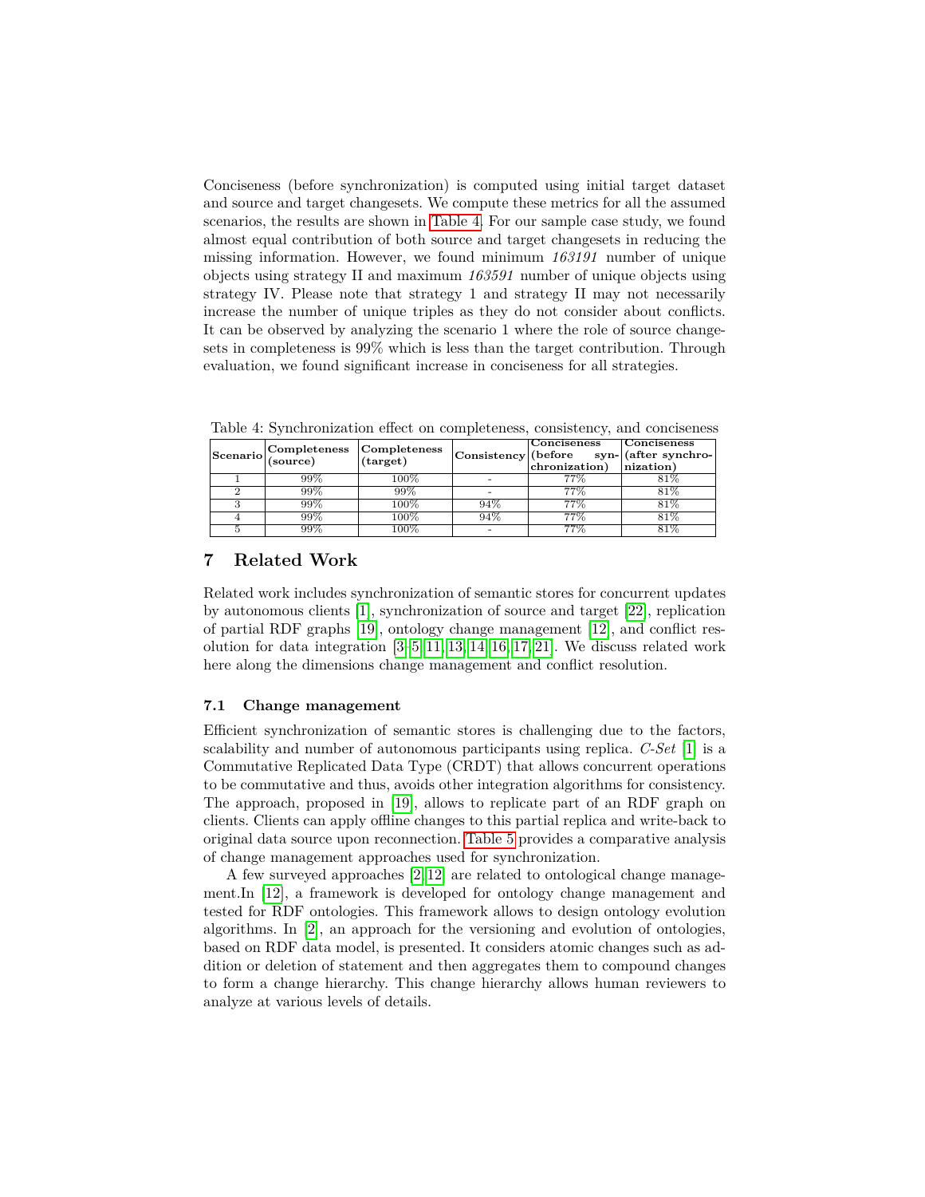Conciseness (before synchronization) is computed using initial target dataset and source and target changesets. We compute these metrics for all the assumed scenarios, the results are shown in Table 4. For our sample case study, we found almost equal contribution of both source and target changesets in reducing the missing information. However, we found minimum *163191* number of unique objects using strategy II and maximum *163591* number of unique objects using strategy IV. Please note that strategy 1 and strategy II may not necessarily increase the number of unique triples as they do not consider about conflicts. It can be observed by analyzing the scenario 1 where the role of source changesets in completeness is 99% which is less than the target contribution. Through evaluation, we found significant increase in conciseness for all strategies.

Table 4: Synchronization effect on completeness, consistency, and conciseness

| Scenario | Completeness (source) | Completeness (target) | Consistency | Conciseness (before synchronization) | Conciseness (after synchronization) |
|---|---|---|---|---|---|
| 1 | 99% | 100% | - | 77% | 81% |
| 2 | 99% | 99% | - | 77% | 81% |
| 3 | 99% | 100% | 94% | 77% | 81% |
| 4 | 99% | 100% | 94% | 77% | 81% |
| 5 | 99% | 100% | - | 77% | 81% |

## 7 Related Work

Related work includes synchronization of semantic stores for concurrent updates by autonomous clients [1], synchronization of source and target [22], replication of partial RDF graphs [19], ontology change management [12], and conflict resolution for data integration [3,5,11,13,14,16,17,21]. We discuss related work here along the dimensions change management and conflict resolution.

### 7.1 Change management

Efficient synchronization of semantic stores is challenging due to the factors, scalability and number of autonomous participants using replica. *C-Set* [1] is a Commutative Replicated Data Type (CRDT) that allows concurrent operations to be commutative and thus, avoids other integration algorithms for consistency. The approach, proposed in [19], allows to replicate part of an RDF graph on clients. Clients can apply offline changes to this partial replica and write-back to original data source upon reconnection. Table 5 provides a comparative analysis of change management approaches used for synchronization.

A few surveyed approaches [2,12] are related to ontological change management.In [12], a framework is developed for ontology change management and tested for RDF ontologies. This framework allows to design ontology evolution algorithms. In [2], an approach for the versioning and evolution of ontologies, based on RDF data model, is presented. It considers atomic changes such as addition or deletion of statement and then aggregates them to compound changes to form a change hierarchy. This change hierarchy allows human reviewers to analyze at various levels of details.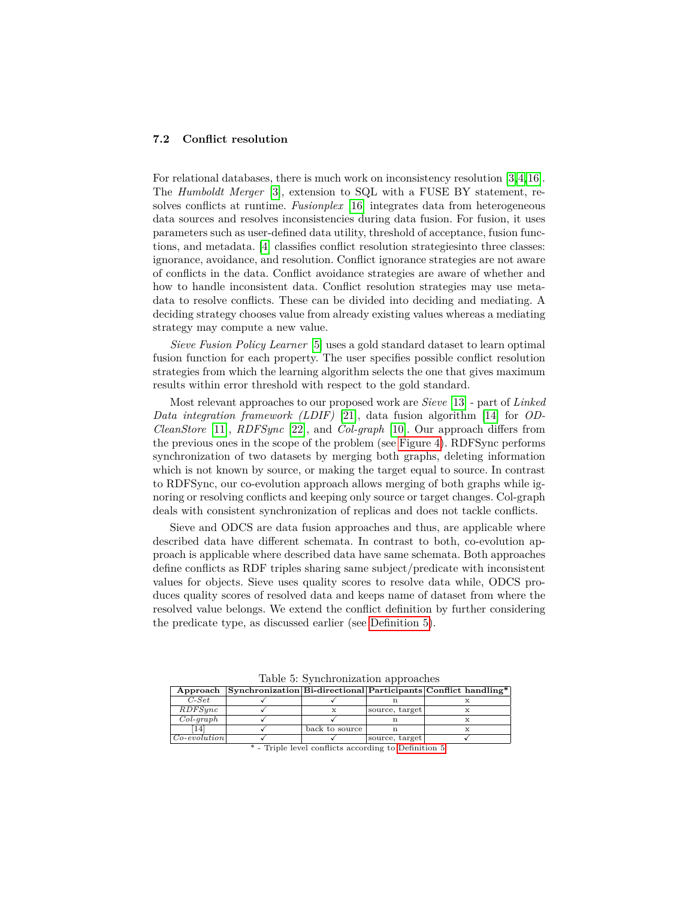### 7.2 Conflict resolution

For relational databases, there is much work on inconsistency resolution [3,4,16]. The *Humboldt Merger* [3], extension to SQL with a FUSE BY statement, resolves conflicts at runtime. *Fusionplex* [16] integrates data from heterogeneous data sources and resolves inconsistencies during data fusion. For fusion, it uses parameters such as user-defined data utility, threshold of acceptance, fusion functions, and metadata. [4] classifies conflict resolution strategiesinto three classes: ignorance, avoidance, and resolution. Conflict ignorance strategies are not aware of conflicts in the data. Conflict avoidance strategies are aware of whether and how to handle inconsistent data. Conflict resolution strategies may use metadata to resolve conflicts. These can be divided into deciding and mediating. A deciding strategy chooses value from already existing values whereas a mediating strategy may compute a new value.

*Sieve Fusion Policy Learner* [5] uses a gold standard dataset to learn optimal fusion function for each property. The user specifies possible conflict resolution strategies from which the learning algorithm selects the one that gives maximum results within error threshold with respect to the gold standard.

Most relevant approaches to our proposed work are *Sieve* [13] - part of *Linked Data integration framework (LDIF)* [21], data fusion algorithm [14] for *OD-CleanStore* [11], *RDFSync* [22], and *Col-graph* [10]. Our approach differs from the previous ones in the scope of the problem (see Figure 4). RDFSync performs synchronization of two datasets by merging both graphs, deleting information which is not known by source, or making the target equal to source. In contrast to RDFSync, our co-evolution approach allows merging of both graphs while ignoring or resolving conflicts and keeping only source or target changes. Col-graph deals with consistent synchronization of replicas and does not tackle conflicts.

Sieve and ODCS are data fusion approaches and thus, are applicable where described data have different schemata. In contrast to both, co-evolution approach is applicable where described data have same schemata. Both approaches define conflicts as RDF triples sharing same subject/predicate with inconsistent values for objects. Sieve uses quality scores to resolve data while, ODCS produces quality scores of resolved data and keeps name of dataset from where the resolved value belongs. We extend the conflict definition by further considering the predicate type, as discussed earlier (see Definition 5).

Table 5: Synchronization approaches

| Approach | Synchronization | Bi-directional | Participants | Conflict handling* |
|---|---|---|---|---|
| *C-Set* | ✓ | ✓ | n | x |
| *RDFSync* | ✓ | x | source, target | x |
| *Col-graph* | ✓ | ✓ | n | x |
| [14] | ✓ | back to source | n | x |
| *Co-evolution* | ✓ | ✓ | source, target | ✓ |

\* - Triple level conflicts according to Definition 5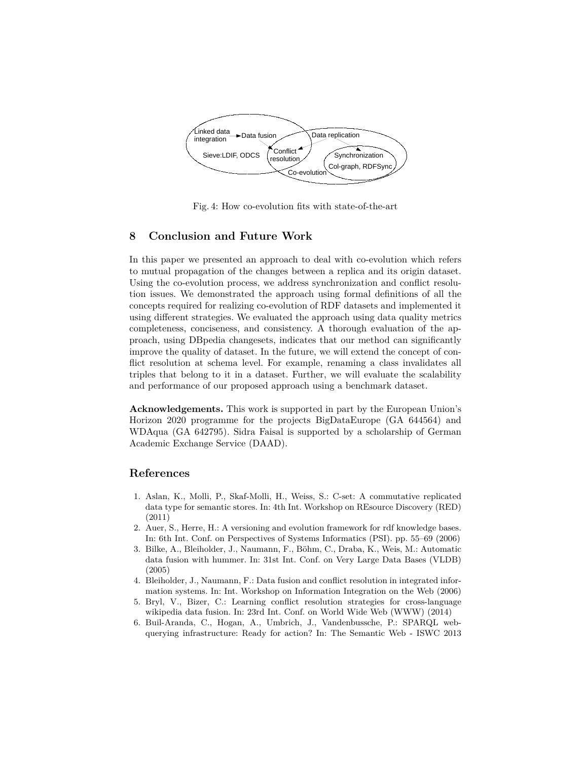Fig. 4: How co-evolution fits with state-of-the-art

## 8 Conclusion and Future Work

In this paper we presented an approach to deal with co-evolution which refers to mutual propagation of the changes between a replica and its origin dataset. Using the co-evolution process, we address synchronization and conflict resolution issues. We demonstrated the approach using formal definitions of all the concepts required for realizing co-evolution of RDF datasets and implemented it using different strategies. We evaluated the approach using data quality metrics completeness, conciseness, and consistency. A thorough evaluation of the approach, using DBpedia changesets, indicates that our method can significantly improve the quality of dataset. In the future, we will extend the concept of conflict resolution at schema level. For example, renaming a class invalidates all triples that belong to it in a dataset. Further, we will evaluate the scalability and performance of our proposed approach using a benchmark dataset.

**Acknowledgements.** This work is supported in part by the European Union's Horizon 2020 programme for the projects BigDataEurope (GA 644564) and WDAqua (GA 642795). Sidra Faisal is supported by a scholarship of German Academic Exchange Service (DAAD).

## References

1. Aslan, K., Molli, P., Skaf-Molli, H., Weiss, S.: C-set: A commutative replicated data type for semantic stores. In: 4th Int. Workshop on REsource Discovery (RED) (2011)
2. Auer, S., Herre, H.: A versioning and evolution framework for rdf knowledge bases. In: 6th Int. Conf. on Perspectives of Systems Informatics (PSI). pp. 55–69 (2006)
3. Bilke, A., Bleiholder, J., Naumann, F., Böhm, C., Draba, K., Weis, M.: Automatic data fusion with hummer. In: 31st Int. Conf. on Very Large Data Bases (VLDB) (2005)
4. Bleiholder, J., Naumann, F.: Data fusion and conflict resolution in integrated information systems. In: Int. Workshop on Information Integration on the Web (2006)
5. Bryl, V., Bizer, C.: Learning conflict resolution strategies for cross-language wikipedia data fusion. In: 23rd Int. Conf. on World Wide Web (WWW) (2014)
6. Buil-Aranda, C., Hogan, A., Umbrich, J., Vandenbussche, P.: SPARQL web-querying infrastructure: Ready for action? In: The Semantic Web - ISWC 2013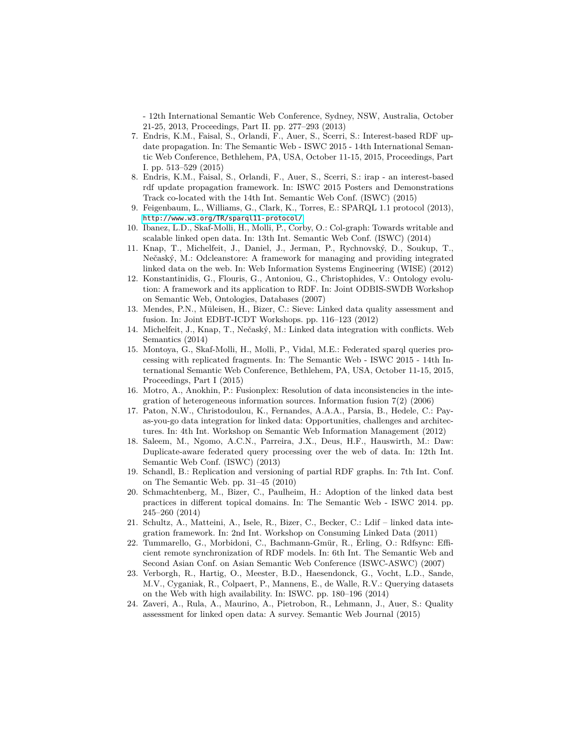- 12th International Semantic Web Conference, Sydney, NSW, Australia, October 21-25, 2013, Proceedings, Part II. pp. 277–293 (2013)

7. Endris, K.M., Faisal, S., Orlandi, F., Auer, S., Scerri, S.: Interest-based RDF update propagation. In: The Semantic Web - ISWC 2015 - 14th International Semantic Web Conference, Bethlehem, PA, USA, October 11-15, 2015, Proceedings, Part I. pp. 513–529 (2015)
8. Endris, K.M., Faisal, S., Orlandi, F., Auer, S., Scerri, S.: irap - an interest-based rdf update propagation framework. In: ISWC 2015 Posters and Demonstrations Track co-located with the 14th Int. Semantic Web Conf. (ISWC) (2015)
9. Feigenbaum, L., Williams, G., Clark, K., Torres, E.: SPARQL 1.1 protocol (2013), http://www.w3.org/TR/sparql11-protocol/
10. Ibanez, L.D., Skaf-Molli, H., Molli, P., Corby, O.: Col-graph: Towards writable and scalable linked open data. In: 13th Int. Semantic Web Conf. (ISWC) (2014)
11. Knap, T., Michelfeit, J., Daniel, J., Jerman, P., Rychnovský, D., Soukup, T., Nečaský, M.: Odcleanstore: A framework for managing and providing integrated linked data on the web. In: Web Information Systems Engineering (WISE) (2012)
12. Konstantinidis, G., Flouris, G., Antoniou, G., Christophides, V.: Ontology evolution: A framework and its application to RDF. In: Joint ODBIS-SWDB Workshop on Semantic Web, Ontologies, Databases (2007)
13. Mendes, P.N., Müleisen, H., Bizer, C.: Sieve: Linked data quality assessment and fusion. In: Joint EDBT-ICDT Workshops. pp. 116–123 (2012)
14. Michelfeit, J., Knap, T., Nečaský, M.: Linked data integration with conflicts. Web Semantics (2014)
15. Montoya, G., Skaf-Molli, H., Molli, P., Vidal, M.E.: Federated sparql queries processing with replicated fragments. In: The Semantic Web - ISWC 2015 - 14th International Semantic Web Conference, Bethlehem, PA, USA, October 11-15, 2015, Proceedings, Part I (2015)
16. Motro, A., Anokhin, P.: Fusionplex: Resolution of data inconsistencies in the integration of heterogeneous information sources. Information fusion 7(2) (2006)
17. Paton, N.W., Christodoulou, K., Fernandes, A.A.A., Parsia, B., Hedele, C.: Pay-as-you-go data integration for linked data: Opportunities, challenges and architectures. In: 4th Int. Workshop on Semantic Web Information Management (2012)
18. Saleem, M., Ngomo, A.C.N., Parreira, J.X., Deus, H.F., Hauswirth, M.: Daw: Duplicate-aware federated query processing over the web of data. In: 12th Int. Semantic Web Conf. (ISWC) (2013)
19. Schandl, B.: Replication and versioning of partial RDF graphs. In: 7th Int. Conf. on The Semantic Web. pp. 31–45 (2010)
20. Schmachtenberg, M., Bizer, C., Paulheim, H.: Adoption of the linked data best practices in different topical domains. In: The Semantic Web - ISWC 2014. pp. 245–260 (2014)
21. Schultz, A., Matteini, A., Isele, R., Bizer, C., Becker, C.: Ldif – linked data integration framework. In: 2nd Int. Workshop on Consuming Linked Data (2011)
22. Tummarello, G., Morbidoni, C., Bachmann-Gmür, R., Erling, O.: Rdfsync: Efficient remote synchronization of RDF models. In: 6th Int. The Semantic Web and Second Asian Conf. on Asian Semantic Web Conference (ISWC-ASWC) (2007)
23. Verborgh, R., Hartig, O., Meester, B.D., Haesendonck, G., Vocht, L.D., Sande, M.V., Cyganiak, R., Colpaert, P., Mannens, E., de Walle, R.V.: Querying datasets on the Web with high availability. In: ISWC. pp. 180–196 (2014)
24. Zaveri, A., Rula, A., Maurino, A., Pietrobon, R., Lehmann, J., Auer, S.: Quality assessment for linked open data: A survey. Semantic Web Journal (2015)